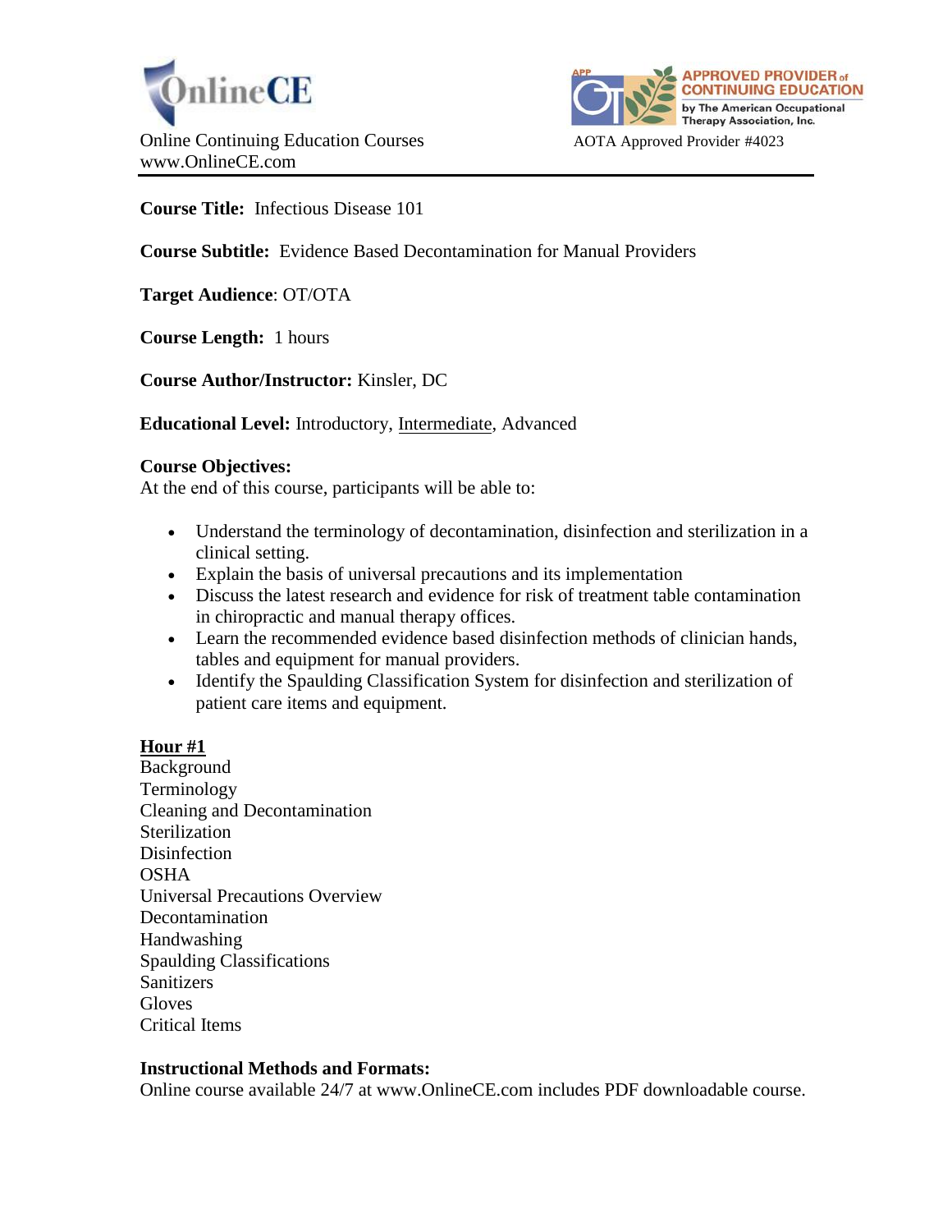OnlineCE

Online Continuing Education Courses
www.OnlineCE.com

APPROVED PROVIDER of CONTINUING EDUCATION by The American Occupational Therapy Association, Inc.

AOTA Approved Provider #4023

**Course Title:** Infectious Disease 101

**Course Subtitle:** Evidence Based Decontamination for Manual Providers

**Target Audience**: OT/OTA

**Course Length:** 1 hours

**Course Author/Instructor:** Kinsler, DC

**Educational Level:** Introductory, <u>Intermediate</u>, Advanced

**Course Objectives:**
At the end of this course, participants will be able to:

- Understand the terminology of decontamination, disinfection and sterilization in a clinical setting.
- Explain the basis of universal precautions and its implementation
- Discuss the latest research and evidence for risk of treatment table contamination in chiropractic and manual therapy offices.
- Learn the recommended evidence based disinfection methods of clinician hands, tables and equipment for manual providers.
- Identify the Spaulding Classification System for disinfection and sterilization of patient care items and equipment.

**<u>Hour #1</u>**
Background
Terminology
Cleaning and Decontamination
Sterilization
Disinfection
OSHA
Universal Precautions Overview
Decontamination
Handwashing
Spaulding Classifications
Sanitizers
Gloves
Critical Items

**Instructional Methods and Formats:**
Online course available 24/7 at www.OnlineCE.com includes PDF downloadable course.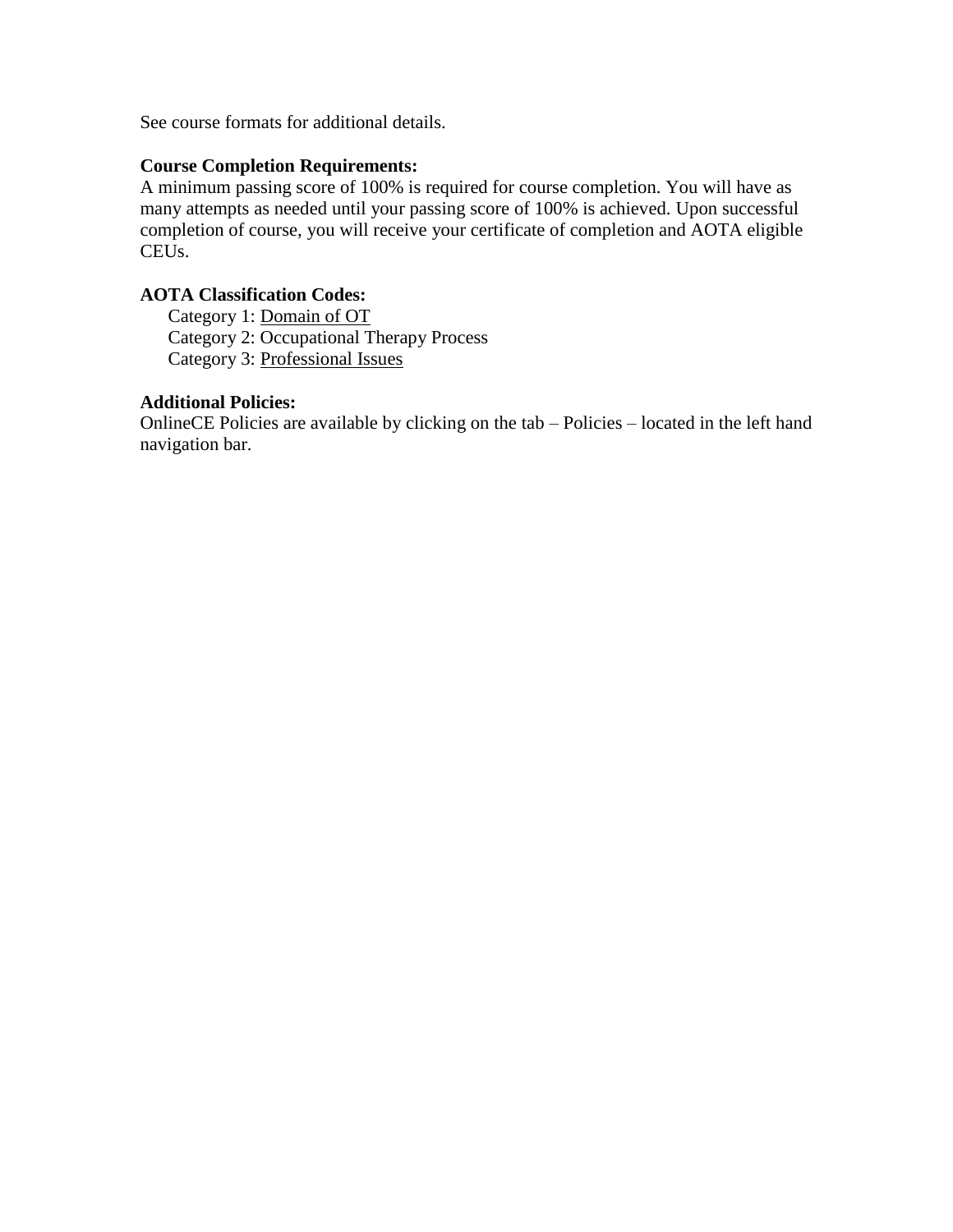See course formats for additional details.

**Course Completion Requirements:**
A minimum passing score of 100% is required for course completion. You will have as many attempts as needed until your passing score of 100% is achieved. Upon successful completion of course, you will receive your certificate of completion and AOTA eligible CEUs.

**AOTA Classification Codes:**

Category 1: Domain of OT
Category 2: Occupational Therapy Process
Category 3: Professional Issues

**Additional Policies:**
OnlineCE Policies are available by clicking on the tab – Policies – located in the left hand navigation bar.